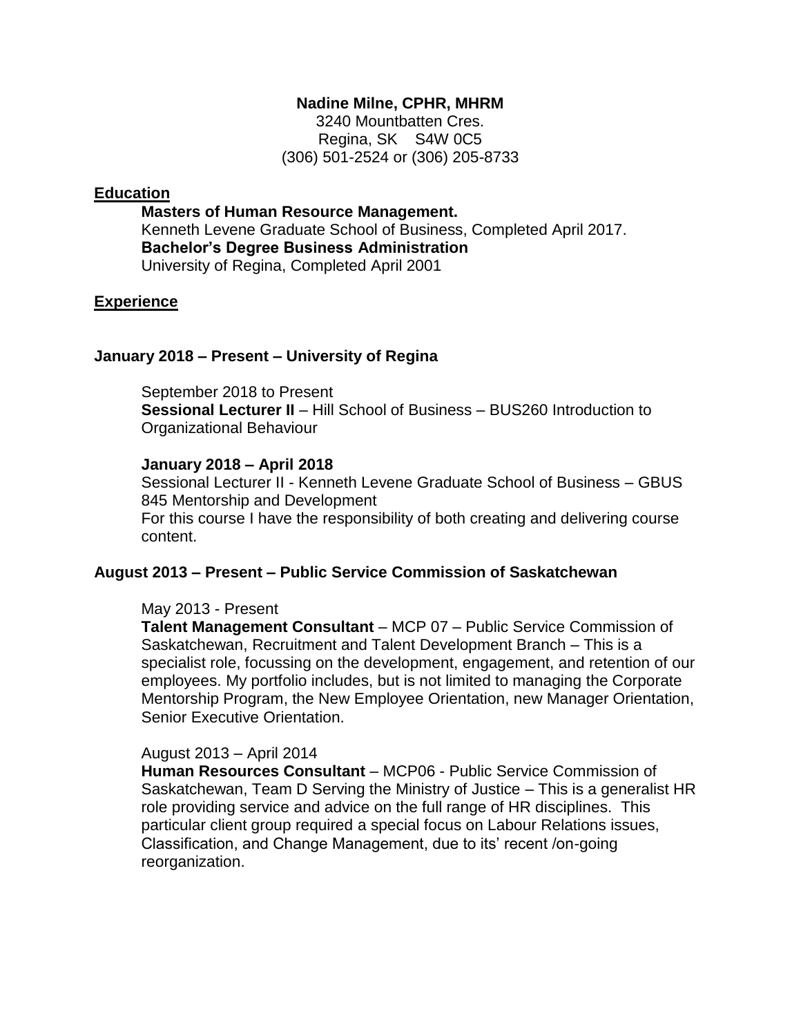**Nadine Milne, CPHR, MHRM**
3240 Mountbatten Cres.
Regina, SK S4W 0C5
(306) 501-2524 or (306) 205-8733

## Education

**Masters of Human Resource Management.**
Kenneth Levene Graduate School of Business, Completed April 2017.
**Bachelor's Degree Business Administration**
University of Regina, Completed April 2001

## Experience

### January 2018 – Present – University of Regina

September 2018 to Present
**Sessional Lecturer II** – Hill School of Business – BUS260 Introduction to Organizational Behaviour

**January 2018 – April 2018**
Sessional Lecturer II - Kenneth Levene Graduate School of Business – GBUS 845 Mentorship and Development
For this course I have the responsibility of both creating and delivering course content.

### August 2013 – Present – Public Service Commission of Saskatchewan

May 2013 - Present
**Talent Management Consultant** – MCP 07 – Public Service Commission of Saskatchewan, Recruitment and Talent Development Branch – This is a specialist role, focussing on the development, engagement, and retention of our employees. My portfolio includes, but is not limited to managing the Corporate Mentorship Program, the New Employee Orientation, new Manager Orientation, Senior Executive Orientation.

August 2013 – April 2014
**Human Resources Consultant** – MCP06 - Public Service Commission of Saskatchewan, Team D Serving the Ministry of Justice – This is a generalist HR role providing service and advice on the full range of HR disciplines. This particular client group required a special focus on Labour Relations issues, Classification, and Change Management, due to its' recent /on-going reorganization.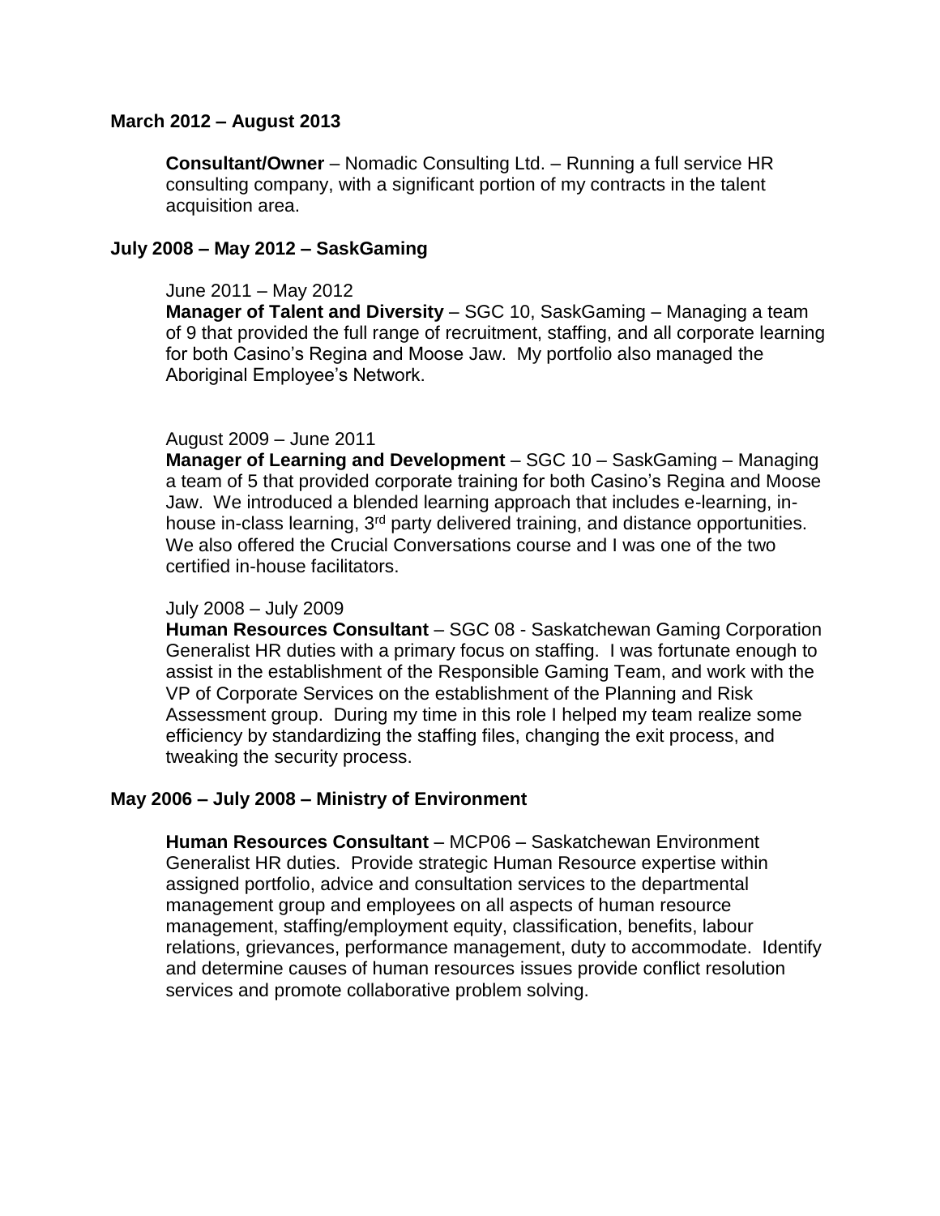**March 2012 – August 2013**

**Consultant/Owner** – Nomadic Consulting Ltd. – Running a full service HR consulting company, with a significant portion of my contracts in the talent acquisition area.

**July 2008 – May 2012 – SaskGaming**

June 2011 – May 2012
**Manager of Talent and Diversity** – SGC 10, SaskGaming – Managing a team of 9 that provided the full range of recruitment, staffing, and all corporate learning for both Casino's Regina and Moose Jaw. My portfolio also managed the Aboriginal Employee's Network.

August 2009 – June 2011
**Manager of Learning and Development** – SGC 10 – SaskGaming – Managing a team of 5 that provided corporate training for both Casino's Regina and Moose Jaw. We introduced a blended learning approach that includes e-learning, in-house in-class learning, 3rd party delivered training, and distance opportunities. We also offered the Crucial Conversations course and I was one of the two certified in-house facilitators.

July 2008 – July 2009
**Human Resources Consultant** – SGC 08 - Saskatchewan Gaming Corporation Generalist HR duties with a primary focus on staffing. I was fortunate enough to assist in the establishment of the Responsible Gaming Team, and work with the VP of Corporate Services on the establishment of the Planning and Risk Assessment group. During my time in this role I helped my team realize some efficiency by standardizing the staffing files, changing the exit process, and tweaking the security process.

**May 2006 – July 2008 – Ministry of Environment**

**Human Resources Consultant** – MCP06 – Saskatchewan Environment Generalist HR duties. Provide strategic Human Resource expertise within assigned portfolio, advice and consultation services to the departmental management group and employees on all aspects of human resource management, staffing/employment equity, classification, benefits, labour relations, grievances, performance management, duty to accommodate. Identify and determine causes of human resources issues provide conflict resolution services and promote collaborative problem solving.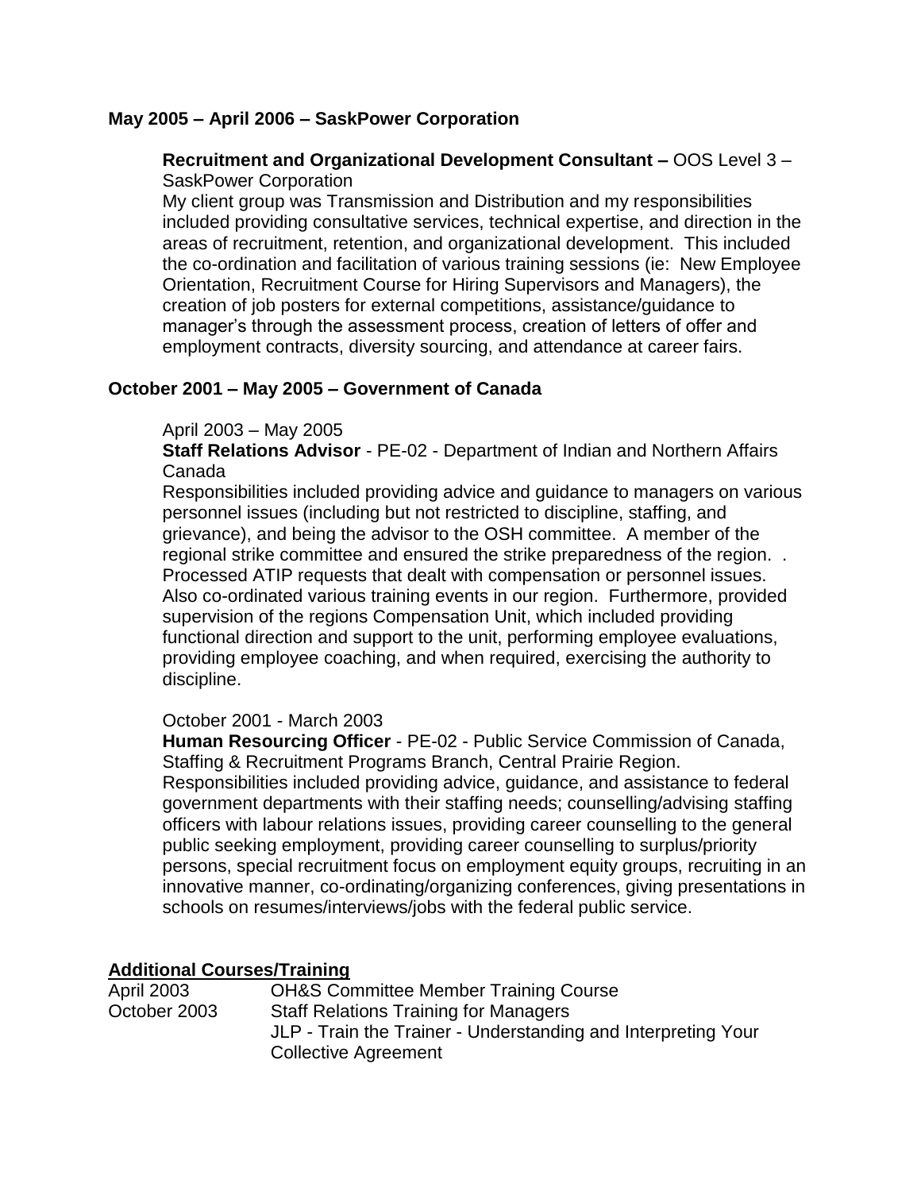**May 2005 – April 2006 – SaskPower Corporation**

**Recruitment and Organizational Development Consultant –** OOS Level 3 – SaskPower Corporation
My client group was Transmission and Distribution and my responsibilities included providing consultative services, technical expertise, and direction in the areas of recruitment, retention, and organizational development. This included the co-ordination and facilitation of various training sessions (ie: New Employee Orientation, Recruitment Course for Hiring Supervisors and Managers), the creation of job posters for external competitions, assistance/guidance to manager's through the assessment process, creation of letters of offer and employment contracts, diversity sourcing, and attendance at career fairs.

**October 2001 – May 2005 – Government of Canada**

April 2003 – May 2005
**Staff Relations Advisor** - PE-02 - Department of Indian and Northern Affairs Canada
Responsibilities included providing advice and guidance to managers on various personnel issues (including but not restricted to discipline, staffing, and grievance), and being the advisor to the OSH committee. A member of the regional strike committee and ensured the strike preparedness of the region. . Processed ATIP requests that dealt with compensation or personnel issues. Also co-ordinated various training events in our region. Furthermore, provided supervision of the regions Compensation Unit, which included providing functional direction and support to the unit, performing employee evaluations, providing employee coaching, and when required, exercising the authority to discipline.

October 2001 - March 2003
**Human Resourcing Officer** - PE-02 - Public Service Commission of Canada, Staffing & Recruitment Programs Branch, Central Prairie Region.
Responsibilities included providing advice, guidance, and assistance to federal government departments with their staffing needs; counselling/advising staffing officers with labour relations issues, providing career counselling to the general public seeking employment, providing career counselling to surplus/priority persons, special recruitment focus on employment equity groups, recruiting in an innovative manner, co-ordinating/organizing conferences, giving presentations in schools on resumes/interviews/jobs with the federal public service.

**Additional Courses/Training**

| | |
|---|---|
| April 2003 | OH&S Committee Member Training Course |
| October 2003 | Staff Relations Training for Managers |
| | JLP - Train the Trainer - Understanding and Interpreting Your Collective Agreement |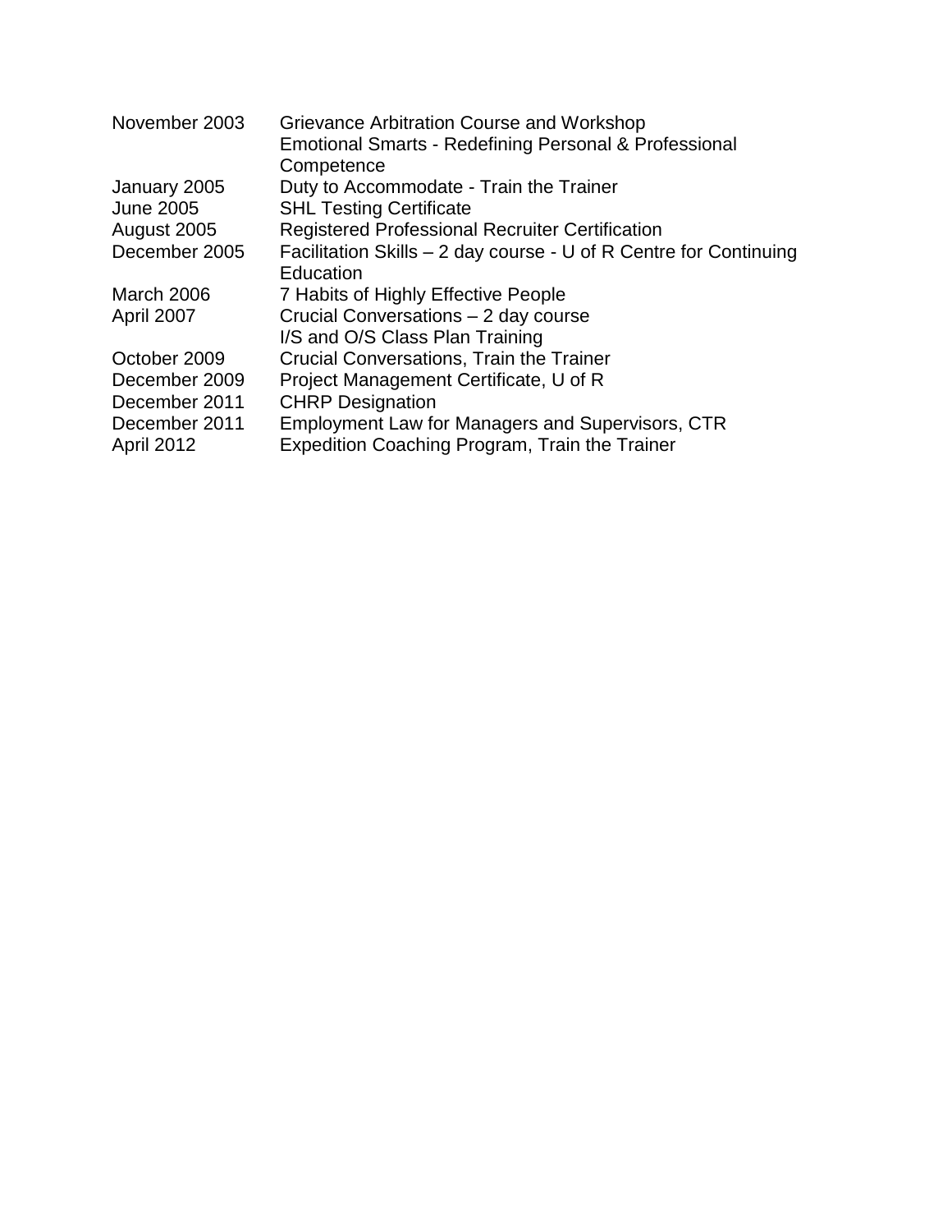| | |
|---|---|
| November 2003 | Grievance Arbitration Course and Workshop |
| | Emotional Smarts - Redefining Personal & Professional Competence |
| January 2005 | Duty to Accommodate - Train the Trainer |
| June 2005 | SHL Testing Certificate |
| August 2005 | Registered Professional Recruiter Certification |
| December 2005 | Facilitation Skills – 2 day course - U of R Centre for Continuing Education |
| March 2006 | 7 Habits of Highly Effective People |
| April 2007 | Crucial Conversations – 2 day course |
| | I/S and O/S Class Plan Training |
| October 2009 | Crucial Conversations, Train the Trainer |
| December 2009 | Project Management Certificate, U of R |
| December 2011 | CHRP Designation |
| December 2011 | Employment Law for Managers and Supervisors, CTR |
| April 2012 | Expedition Coaching Program, Train the Trainer |